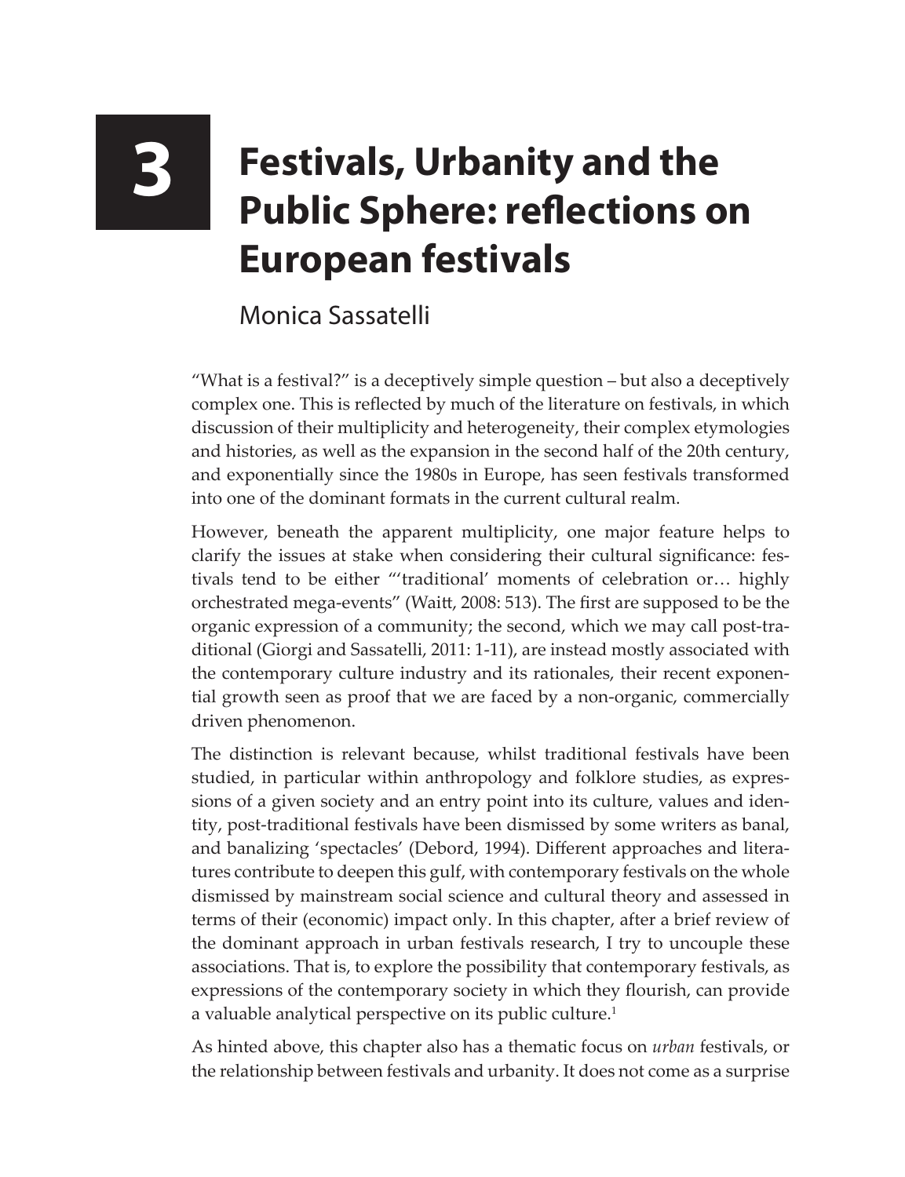# 3 Festivals, Urbanity and the Public Sphere: reflections on European festivals

Monica Sassatelli

"What is a festival?" is a deceptively simple question – but also a deceptively complex one. This is reflected by much of the literature on festivals, in which discussion of their multiplicity and heterogeneity, their complex etymologies and histories, as well as the expansion in the second half of the 20th century, and exponentially since the 1980s in Europe, has seen festivals transformed into one of the dominant formats in the current cultural realm.

However, beneath the apparent multiplicity, one major feature helps to clarify the issues at stake when considering their cultural significance: festivals tend to be either "'traditional' moments of celebration or… highly orchestrated mega-events" (Waitt, 2008: 513). The first are supposed to be the organic expression of a community; the second, which we may call post-traditional (Giorgi and Sassatelli, 2011: 1-11), are instead mostly associated with the contemporary culture industry and its rationales, their recent exponential growth seen as proof that we are faced by a non-organic, commercially driven phenomenon.

The distinction is relevant because, whilst traditional festivals have been studied, in particular within anthropology and folklore studies, as expressions of a given society and an entry point into its culture, values and identity, post-traditional festivals have been dismissed by some writers as banal, and banalizing 'spectacles' (Debord, 1994). Different approaches and literatures contribute to deepen this gulf, with contemporary festivals on the whole dismissed by mainstream social science and cultural theory and assessed in terms of their (economic) impact only. In this chapter, after a brief review of the dominant approach in urban festivals research, I try to uncouple these associations. That is, to explore the possibility that contemporary festivals, as expressions of the contemporary society in which they flourish, can provide a valuable analytical perspective on its public culture.[1]

As hinted above, this chapter also has a thematic focus on *urban* festivals, or the relationship between festivals and urbanity. It does not come as a surprise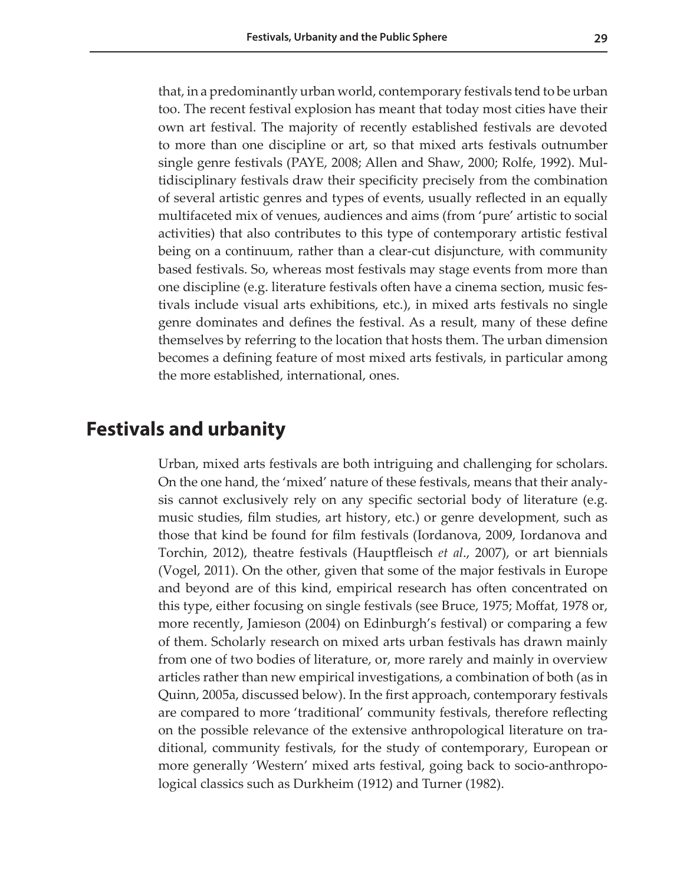that, in a predominantly urban world, contemporary festivals tend to be urban too. The recent festival explosion has meant that today most cities have their own art festival. The majority of recently established festivals are devoted to more than one discipline or art, so that mixed arts festivals outnumber single genre festivals (PAYE, 2008; Allen and Shaw, 2000; Rolfe, 1992). Multidisciplinary festivals draw their specificity precisely from the combination of several artistic genres and types of events, usually reflected in an equally multifaceted mix of venues, audiences and aims (from 'pure' artistic to social activities) that also contributes to this type of contemporary artistic festival being on a continuum, rather than a clear-cut disjuncture, with community based festivals. So, whereas most festivals may stage events from more than one discipline (e.g. literature festivals often have a cinema section, music festivals include visual arts exhibitions, etc.), in mixed arts festivals no single genre dominates and defines the festival. As a result, many of these define themselves by referring to the location that hosts them. The urban dimension becomes a defining feature of most mixed arts festivals, in particular among the more established, international, ones.

## Festivals and urbanity

Urban, mixed arts festivals are both intriguing and challenging for scholars. On the one hand, the 'mixed' nature of these festivals, means that their analysis cannot exclusively rely on any specific sectorial body of literature (e.g. music studies, film studies, art history, etc.) or genre development, such as those that kind be found for film festivals (Iordanova, 2009, Iordanova and Torchin, 2012), theatre festivals (Hauptfleisch *et al*., 2007), or art biennials (Vogel, 2011). On the other, given that some of the major festivals in Europe and beyond are of this kind, empirical research has often concentrated on this type, either focusing on single festivals (see Bruce, 1975; Moffat, 1978 or, more recently, Jamieson (2004) on Edinburgh's festival) or comparing a few of them. Scholarly research on mixed arts urban festivals has drawn mainly from one of two bodies of literature, or, more rarely and mainly in overview articles rather than new empirical investigations, a combination of both (as in Quinn, 2005a, discussed below). In the first approach, contemporary festivals are compared to more 'traditional' community festivals, therefore reflecting on the possible relevance of the extensive anthropological literature on traditional, community festivals, for the study of contemporary, European or more generally 'Western' mixed arts festival, going back to socio-anthropological classics such as Durkheim (1912) and Turner (1982).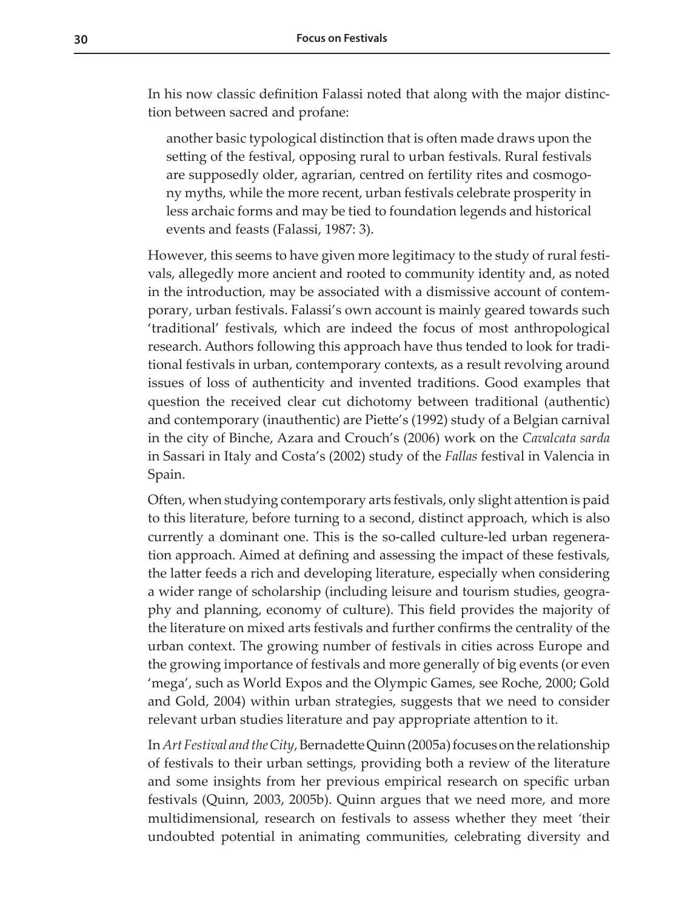In his now classic definition Falassi noted that along with the major distinction between sacred and profane:

> another basic typological distinction that is often made draws upon the setting of the festival, opposing rural to urban festivals. Rural festivals are supposedly older, agrarian, centred on fertility rites and cosmogony myths, while the more recent, urban festivals celebrate prosperity in less archaic forms and may be tied to foundation legends and historical events and feasts (Falassi, 1987: 3).

However, this seems to have given more legitimacy to the study of rural festivals, allegedly more ancient and rooted to community identity and, as noted in the introduction, may be associated with a dismissive account of contemporary, urban festivals. Falassi's own account is mainly geared towards such 'traditional' festivals, which are indeed the focus of most anthropological research. Authors following this approach have thus tended to look for traditional festivals in urban, contemporary contexts, as a result revolving around issues of loss of authenticity and invented traditions. Good examples that question the received clear cut dichotomy between traditional (authentic) and contemporary (inauthentic) are Piette's (1992) study of a Belgian carnival in the city of Binche, Azara and Crouch's (2006) work on the *Cavalcata sarda* in Sassari in Italy and Costa's (2002) study of the *Fallas* festival in Valencia in Spain.

Often, when studying contemporary arts festivals, only slight attention is paid to this literature, before turning to a second, distinct approach, which is also currently a dominant one. This is the so-called culture-led urban regeneration approach. Aimed at defining and assessing the impact of these festivals, the latter feeds a rich and developing literature, especially when considering a wider range of scholarship (including leisure and tourism studies, geography and planning, economy of culture). This field provides the majority of the literature on mixed arts festivals and further confirms the centrality of the urban context. The growing number of festivals in cities across Europe and the growing importance of festivals and more generally of big events (or even 'mega', such as World Expos and the Olympic Games, see Roche, 2000; Gold and Gold, 2004) within urban strategies, suggests that we need to consider relevant urban studies literature and pay appropriate attention to it.

In *Art Festival and the City*, Bernadette Quinn (2005a) focuses on the relationship of festivals to their urban settings, providing both a review of the literature and some insights from her previous empirical research on specific urban festivals (Quinn, 2003, 2005b). Quinn argues that we need more, and more multidimensional, research on festivals to assess whether they meet 'their undoubted potential in animating communities, celebrating diversity and